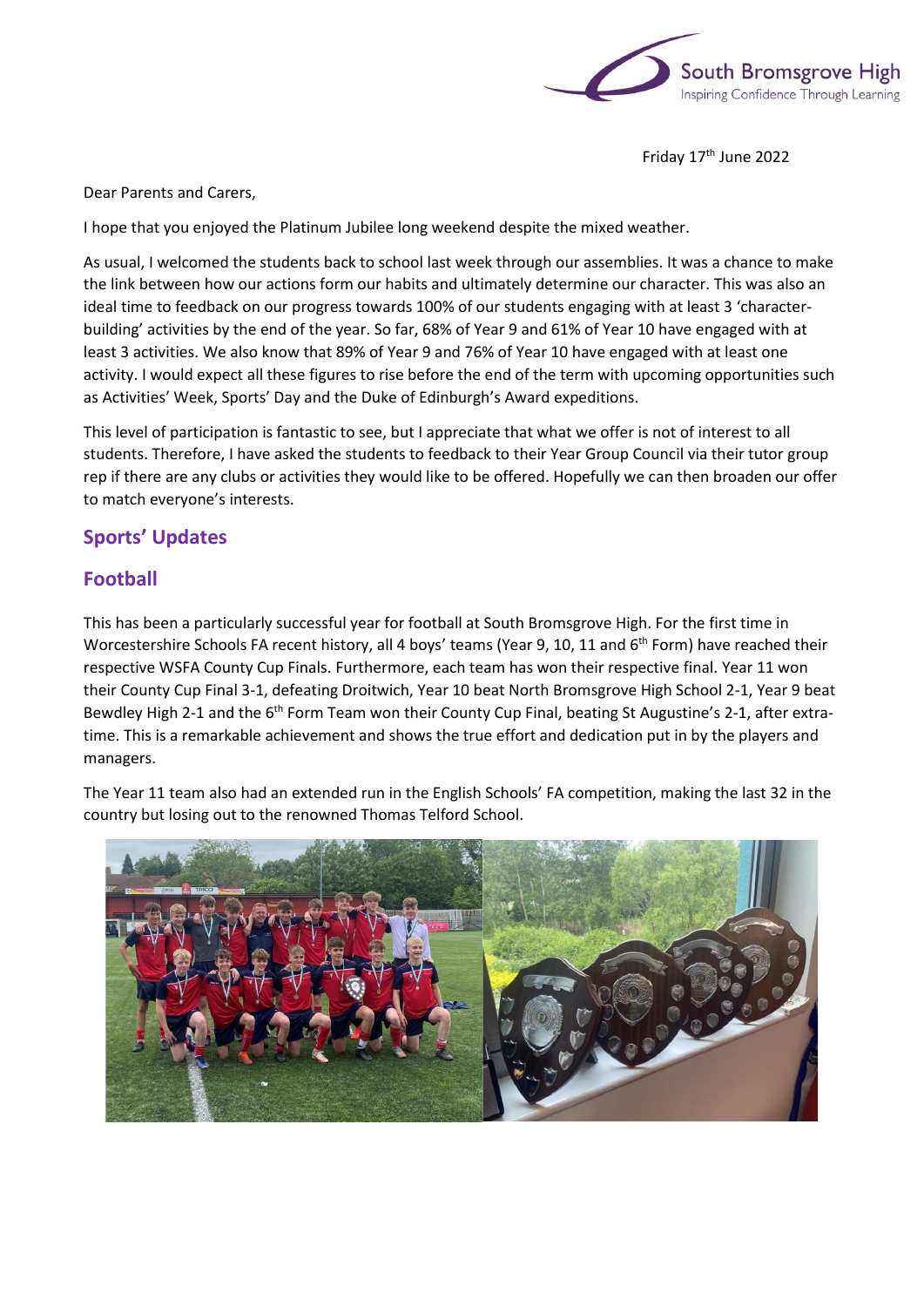South Bromsgrove High
Inspiring Confidence Through Learning

Friday 17th June 2022

Dear Parents and Carers,

I hope that you enjoyed the Platinum Jubilee long weekend despite the mixed weather.

As usual, I welcomed the students back to school last week through our assemblies. It was a chance to make the link between how our actions form our habits and ultimately determine our character. This was also an ideal time to feedback on our progress towards 100% of our students engaging with at least 3 'character-building' activities by the end of the year. So far, 68% of Year 9 and 61% of Year 10 have engaged with at least 3 activities. We also know that 89% of Year 9 and 76% of Year 10 have engaged with at least one activity. I would expect all these figures to rise before the end of the term with upcoming opportunities such as Activities' Week, Sports' Day and the Duke of Edinburgh's Award expeditions.

This level of participation is fantastic to see, but I appreciate that what we offer is not of interest to all students. Therefore, I have asked the students to feedback to their Year Group Council via their tutor group rep if there are any clubs or activities they would like to be offered. Hopefully we can then broaden our offer to match everyone's interests.

## Sports' Updates

## Football

This has been a particularly successful year for football at South Bromsgrove High. For the first time in Worcestershire Schools FA recent history, all 4 boys' teams (Year 9, 10, 11 and 6th Form) have reached their respective WSFA County Cup Finals. Furthermore, each team has won their respective final. Year 11 won their County Cup Final 3-1, defeating Droitwich, Year 10 beat North Bromsgrove High School 2-1, Year 9 beat Bewdley High 2-1 and the 6th Form Team won their County Cup Final, beating St Augustine's 2-1, after extra-time. This is a remarkable achievement and shows the true effort and dedication put in by the players and managers.

The Year 11 team also had an extended run in the English Schools' FA competition, making the last 32 in the country but losing out to the renowned Thomas Telford School.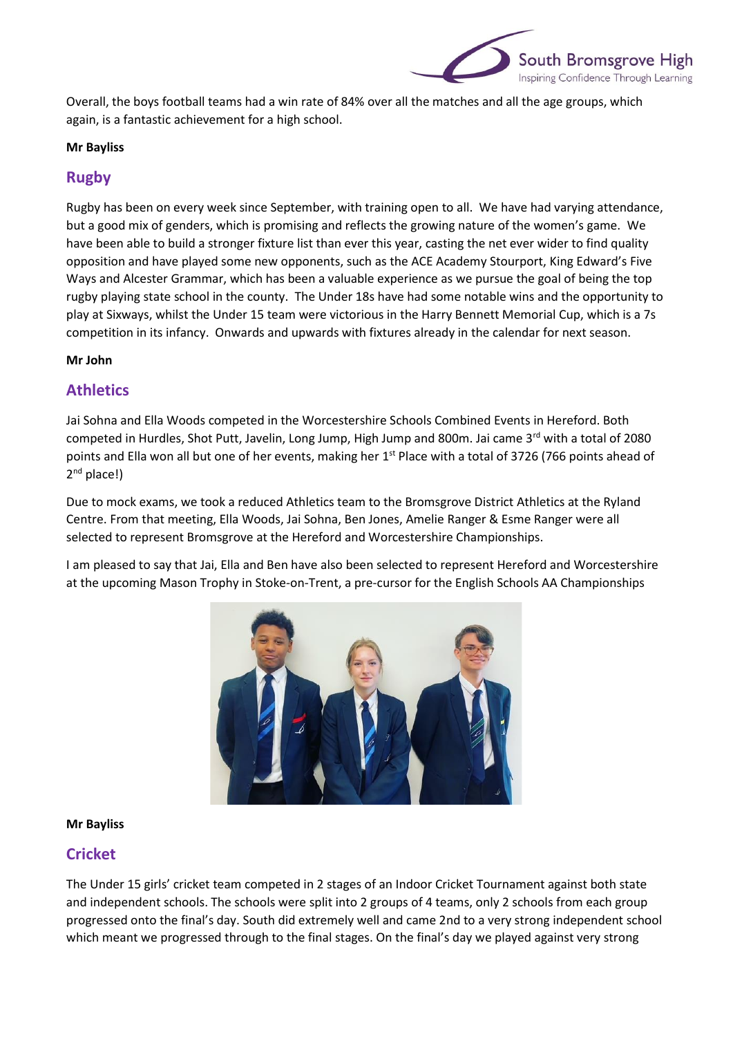Overall, the boys football teams had a win rate of 84% over all the matches and all the age groups, which again, is a fantastic achievement for a high school.

**Mr Bayliss**

## Rugby

Rugby has been on every week since September, with training open to all. We have had varying attendance, but a good mix of genders, which is promising and reflects the growing nature of the women's game. We have been able to build a stronger fixture list than ever this year, casting the net ever wider to find quality opposition and have played some new opponents, such as the ACE Academy Stourport, King Edward's Five Ways and Alcester Grammar, which has been a valuable experience as we pursue the goal of being the top rugby playing state school in the county. The Under 18s have had some notable wins and the opportunity to play at Sixways, whilst the Under 15 team were victorious in the Harry Bennett Memorial Cup, which is a 7s competition in its infancy. Onwards and upwards with fixtures already in the calendar for next season.

**Mr John**

## Athletics

Jai Sohna and Ella Woods competed in the Worcestershire Schools Combined Events in Hereford. Both competed in Hurdles, Shot Putt, Javelin, Long Jump, High Jump and 800m. Jai came 3rd with a total of 2080 points and Ella won all but one of her events, making her 1st Place with a total of 3726 (766 points ahead of 2nd place!)

Due to mock exams, we took a reduced Athletics team to the Bromsgrove District Athletics at the Ryland Centre. From that meeting, Ella Woods, Jai Sohna, Ben Jones, Amelie Ranger & Esme Ranger were all selected to represent Bromsgrove at the Hereford and Worcestershire Championships.

I am pleased to say that Jai, Ella and Ben have also been selected to represent Hereford and Worcestershire at the upcoming Mason Trophy in Stoke-on-Trent, a pre-cursor for the English Schools AA Championships

**Mr Bayliss**

## Cricket

The Under 15 girls' cricket team competed in 2 stages of an Indoor Cricket Tournament against both state and independent schools. The schools were split into 2 groups of 4 teams, only 2 schools from each group progressed onto the final's day. South did extremely well and came 2nd to a very strong independent school which meant we progressed through to the final stages. On the final's day we played against very strong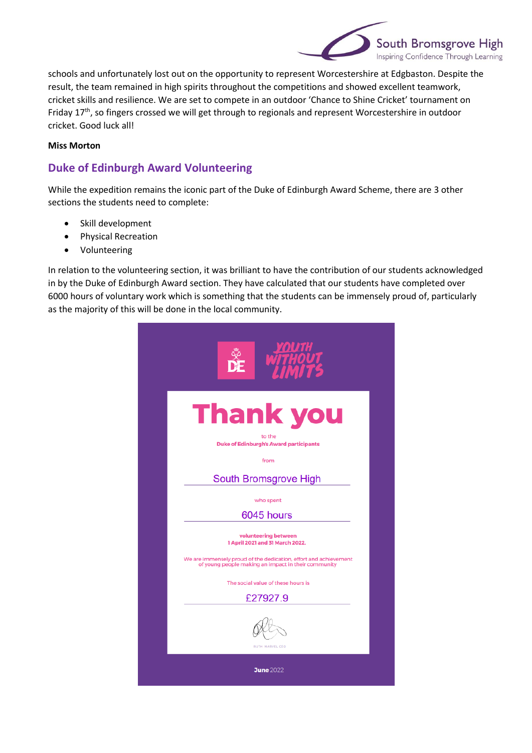schools and unfortunately lost out on the opportunity to represent Worcestershire at Edgbaston. Despite the result, the team remained in high spirits throughout the competitions and showed excellent teamwork, cricket skills and resilience. We are set to compete in an outdoor 'Chance to Shine Cricket' tournament on Friday 17th, so fingers crossed we will get through to regionals and represent Worcestershire in outdoor cricket. Good luck all!

**Miss Morton**

## Duke of Edinburgh Award Volunteering

While the expedition remains the iconic part of the Duke of Edinburgh Award Scheme, there are 3 other sections the students need to complete:

- Skill development
- Physical Recreation
- Volunteering

In relation to the volunteering section, it was brilliant to have the contribution of our students acknowledged in by the Duke of Edinburgh Award section. They have calculated that our students have completed over 6000 hours of voluntary work which is something that the students can be immensely proud of, particularly as the majority of this will be done in the local community.

DE YOUTH WITHOUT LIMITS

# Thank you

to the
**Duke of Edinburgh's Award participants**

from

South Bromsgrove High

who spent

6045 hours

**volunteering between**
**1 April 2021 and 31 March 2022.**

We are immensely proud of the dedication, effort and achievement of young people making an impact in their community

The social value of these hours is

£27927.9

RUTH MARVEL CEO

**June** 2022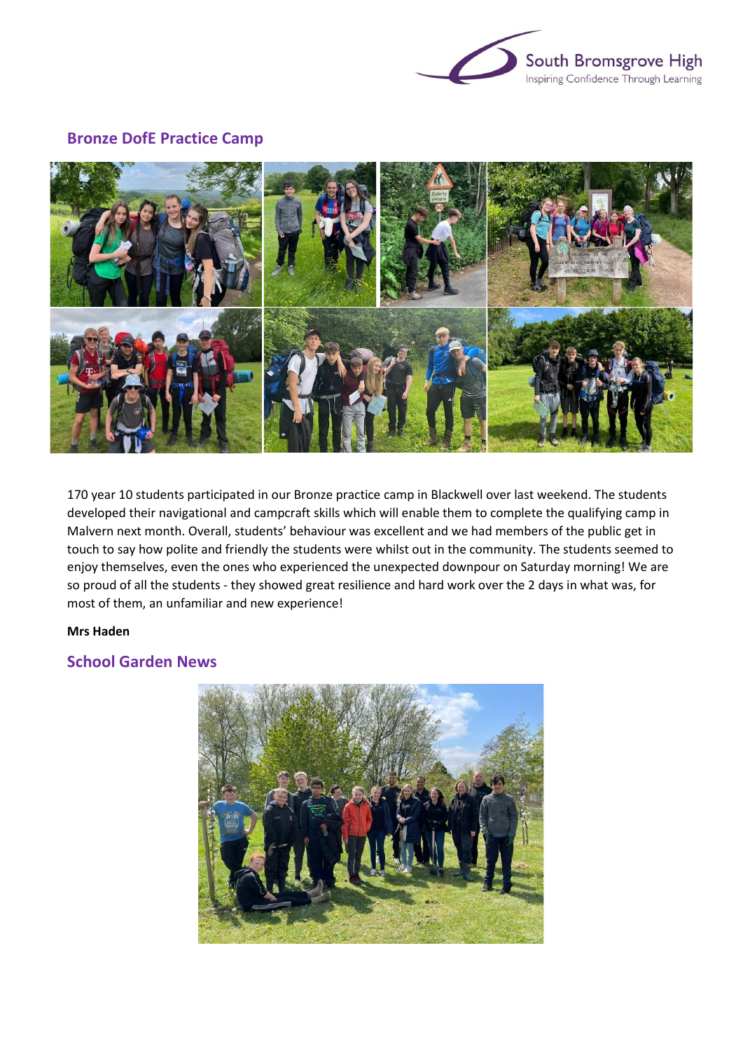## Bronze DofE Practice Camp

170 year 10 students participated in our Bronze practice camp in Blackwell over last weekend. The students developed their navigational and campcraft skills which will enable them to complete the qualifying camp in Malvern next month. Overall, students' behaviour was excellent and we had members of the public get in touch to say how polite and friendly the students were whilst out in the community. The students seemed to enjoy themselves, even the ones who experienced the unexpected downpour on Saturday morning! We are so proud of all the students - they showed great resilience and hard work over the 2 days in what was, for most of them, an unfamiliar and new experience!

**Mrs Haden**

## School Garden News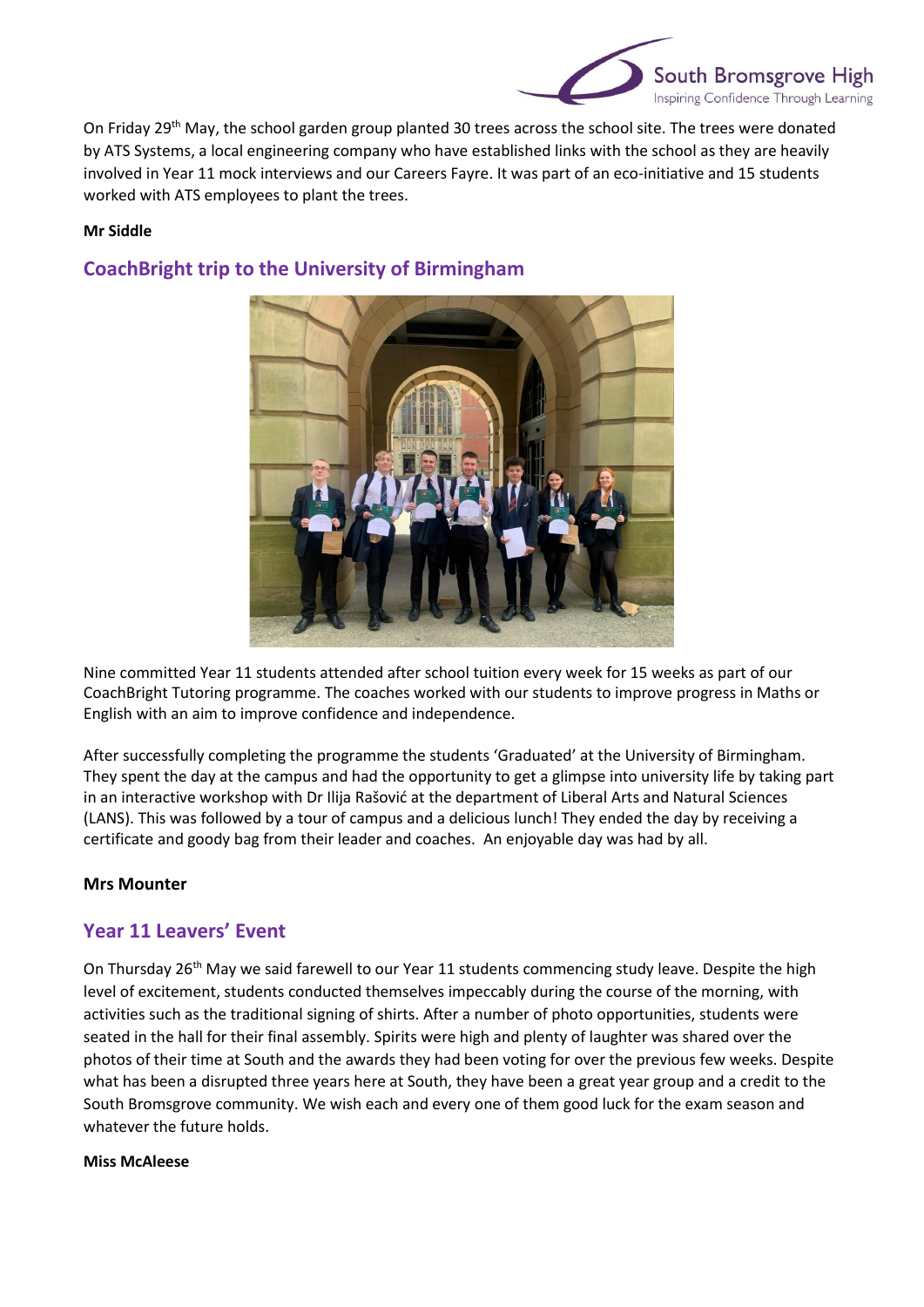On Friday 29th May, the school garden group planted 30 trees across the school site. The trees were donated by ATS Systems, a local engineering company who have established links with the school as they are heavily involved in Year 11 mock interviews and our Careers Fayre. It was part of an eco-initiative and 15 students worked with ATS employees to plant the trees.

**Mr Siddle**

## CoachBright trip to the University of Birmingham

Nine committed Year 11 students attended after school tuition every week for 15 weeks as part of our CoachBright Tutoring programme. The coaches worked with our students to improve progress in Maths or English with an aim to improve confidence and independence.

After successfully completing the programme the students 'Graduated' at the University of Birmingham. They spent the day at the campus and had the opportunity to get a glimpse into university life by taking part in an interactive workshop with Dr Ilija Rašović at the department of Liberal Arts and Natural Sciences (LANS). This was followed by a tour of campus and a delicious lunch! They ended the day by receiving a certificate and goody bag from their leader and coaches. An enjoyable day was had by all.

**Mrs Mounter**

## Year 11 Leavers' Event

On Thursday 26th May we said farewell to our Year 11 students commencing study leave. Despite the high level of excitement, students conducted themselves impeccably during the course of the morning, with activities such as the traditional signing of shirts. After a number of photo opportunities, students were seated in the hall for their final assembly. Spirits were high and plenty of laughter was shared over the photos of their time at South and the awards they had been voting for over the previous few weeks. Despite what has been a disrupted three years here at South, they have been a great year group and a credit to the South Bromsgrove community. We wish each and every one of them good luck for the exam season and whatever the future holds.

**Miss McAleese**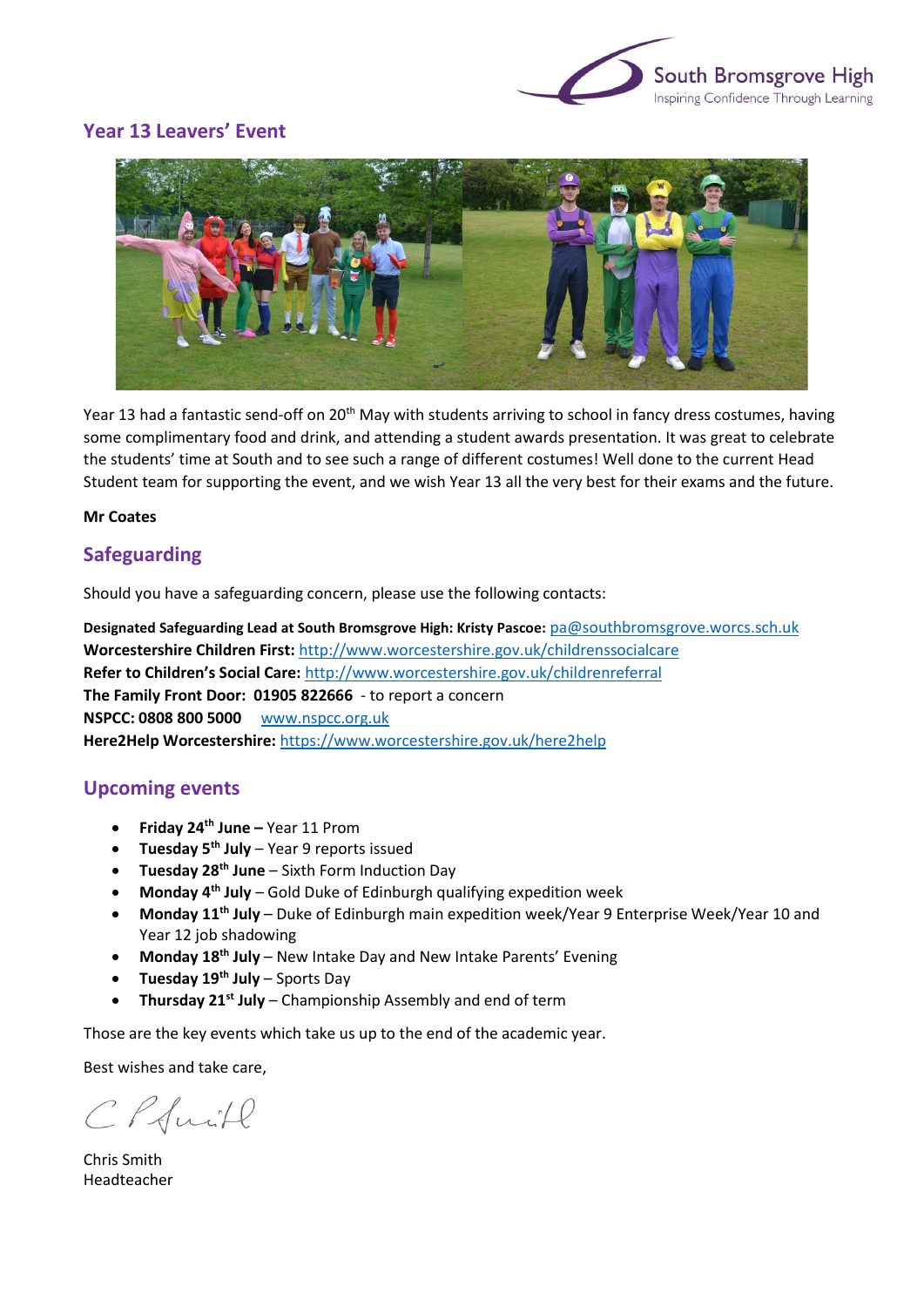## Year 13 Leavers' Event

Year 13 had a fantastic send-off on 20th May with students arriving to school in fancy dress costumes, having some complimentary food and drink, and attending a student awards presentation. It was great to celebrate the students' time at South and to see such a range of different costumes! Well done to the current Head Student team for supporting the event, and we wish Year 13 all the very best for their exams and the future.

**Mr Coates**

## Safeguarding

Should you have a safeguarding concern, please use the following contacts:

**Designated Safeguarding Lead at South Bromsgrove High: Kristy Pascoe:** pa@southbromsgrove.worcs.sch.uk
**Worcestershire Children First:** http://www.worcestershire.gov.uk/childrenssocialcare
**Refer to Children's Social Care:** http://www.worcestershire.gov.uk/childrenreferral
**The Family Front Door: 01905 822666** - to report a concern
**NSPCC: 0808 800 5000** www.nspcc.org.uk
**Here2Help Worcestershire:** https://www.worcestershire.gov.uk/here2help

## Upcoming events

- **Friday 24th June –** Year 11 Prom
- **Tuesday 5th July** – Year 9 reports issued
- **Tuesday 28th June** – Sixth Form Induction Day
- **Monday 4th July** – Gold Duke of Edinburgh qualifying expedition week
- **Monday 11th July** – Duke of Edinburgh main expedition week/Year 9 Enterprise Week/Year 10 and Year 12 job shadowing
- **Monday 18th July** – New Intake Day and New Intake Parents' Evening
- **Tuesday 19th July** – Sports Day
- **Thursday 21st July** – Championship Assembly and end of term

Those are the key events which take us up to the end of the academic year.

Best wishes and take care,

C Smith

Chris Smith
Headteacher